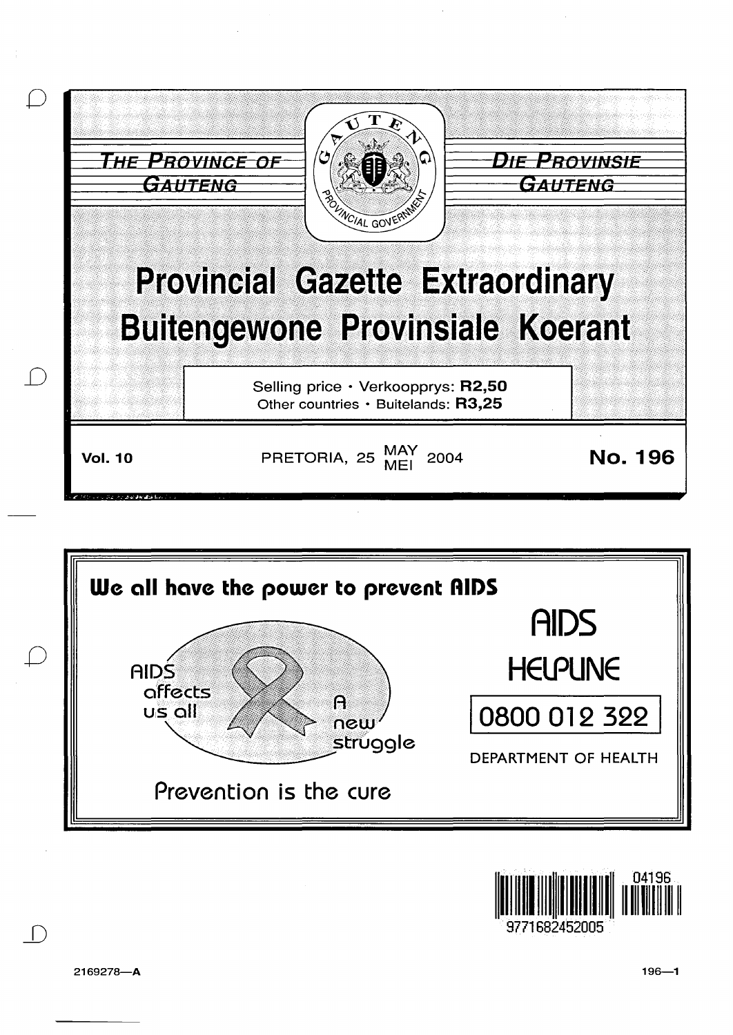THE PROVINCE OF GAUTENG

DIE PROVINSIE GAUTENG

# Provincial Gazette Extraordinary
# Buitengewone Provinsiale Koerant

Selling price · Verkoopprys: **R2,50**
Other countries · Buitelands: **R3,25**

**Vol. 10** PRETORIA, 25 MAY/MEI 2004 **No. 196**

**We all have the power to prevent AIDS**

AIDS affects us all

A new struggle

Prevention is the cure

AIDS HELPLINE

0800 012 322

DEPARTMENT OF HEALTH

04196

9771682452005

2169278—A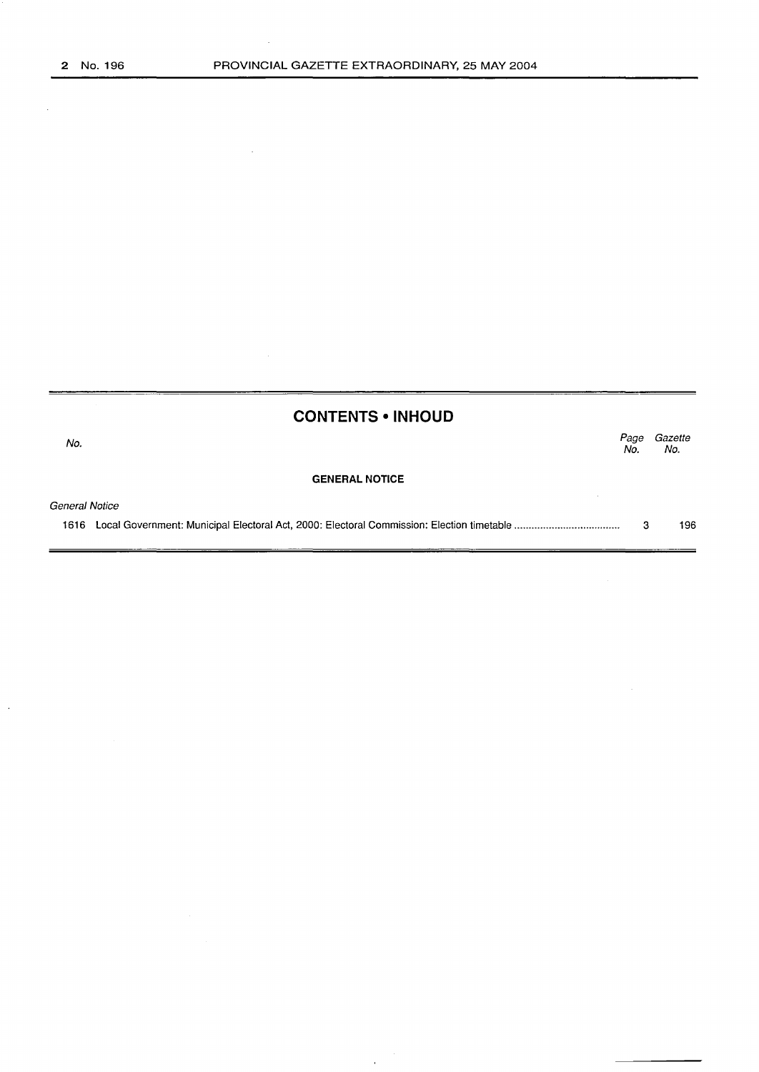## CONTENTS • INHOUD

| No. | | Page No. | Gazette No. |
|---|---|---|---|
| | **GENERAL NOTICE** | | |
| *General Notice* | | | |
| 1616 | Local Government: Municipal Electoral Act, 2000: Electoral Commission: Election timetable | 3 | 196 |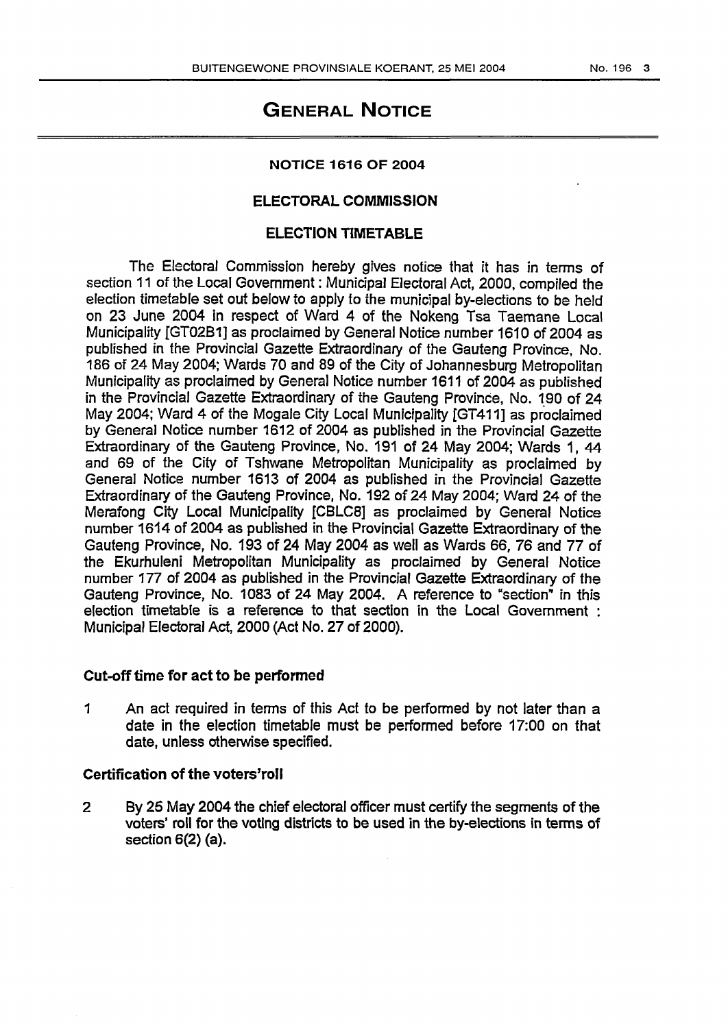# GENERAL NOTICE

## NOTICE 1616 OF 2004

## ELECTORAL COMMISSION

## ELECTION TIMETABLE

The Electoral Commission hereby gives notice that it has in terms of section 11 of the Local Government : Municipal Electoral Act, 2000, compiled the election timetable set out below to apply to the municipal by-elections to be held on 23 June 2004 in respect of Ward 4 of the Nokeng Tsa Taemane Local Municipality [GT02B1] as proclaimed by General Notice number 1610 of 2004 as published in the Provincial Gazette Extraordinary of the Gauteng Province, No. 186 of 24 May 2004; Wards 70 and 89 of the City of Johannesburg Metropolitan Municipality as proclaimed by General Notice number 1611 of 2004 as published in the Provincial Gazette Extraordinary of the Gauteng Province, No. 190 of 24 May 2004; Ward 4 of the Mogale City Local Municipality [GT411] as proclaimed by General Notice number 1612 of 2004 as published in the Provincial Gazette Extraordinary of the Gauteng Province, No. 191 of 24 May 2004; Wards 1, 44 and 69 of the City of Tshwane Metropolitan Municipality as proclaimed by General Notice number 1613 of 2004 as published in the Provincial Gazette Extraordinary of the Gauteng Province, No. 192 of 24 May 2004; Ward 24 of the Merafong City Local Municipality [CBLC8] as proclaimed by General Notice number 1614 of 2004 as published in the Provincial Gazette Extraordinary of the Gauteng Province, No. 193 of 24 May 2004 as well as Wards 66, 76 and 77 of the Ekurhuleni Metropolitan Municipality as proclaimed by General Notice number 177 of 2004 as published in the Provincial Gazette Extraordinary of the Gauteng Province, No. 1083 of 24 May 2004. A reference to "section" in this election timetable is a reference to that section in the Local Government : Municipal Electoral Act, 2000 (Act No. 27 of 2000).

### Cut-off time for act to be performed

1 An act required in terms of this Act to be performed by not later than a date in the election timetable must be performed before 17:00 on that date, unless otherwise specified.

### Certification of the voters'roll

2 By 25 May 2004 the chief electoral officer must certify the segments of the voters' roll for the voting districts to be used in the by-elections in terms of section 6(2) (a).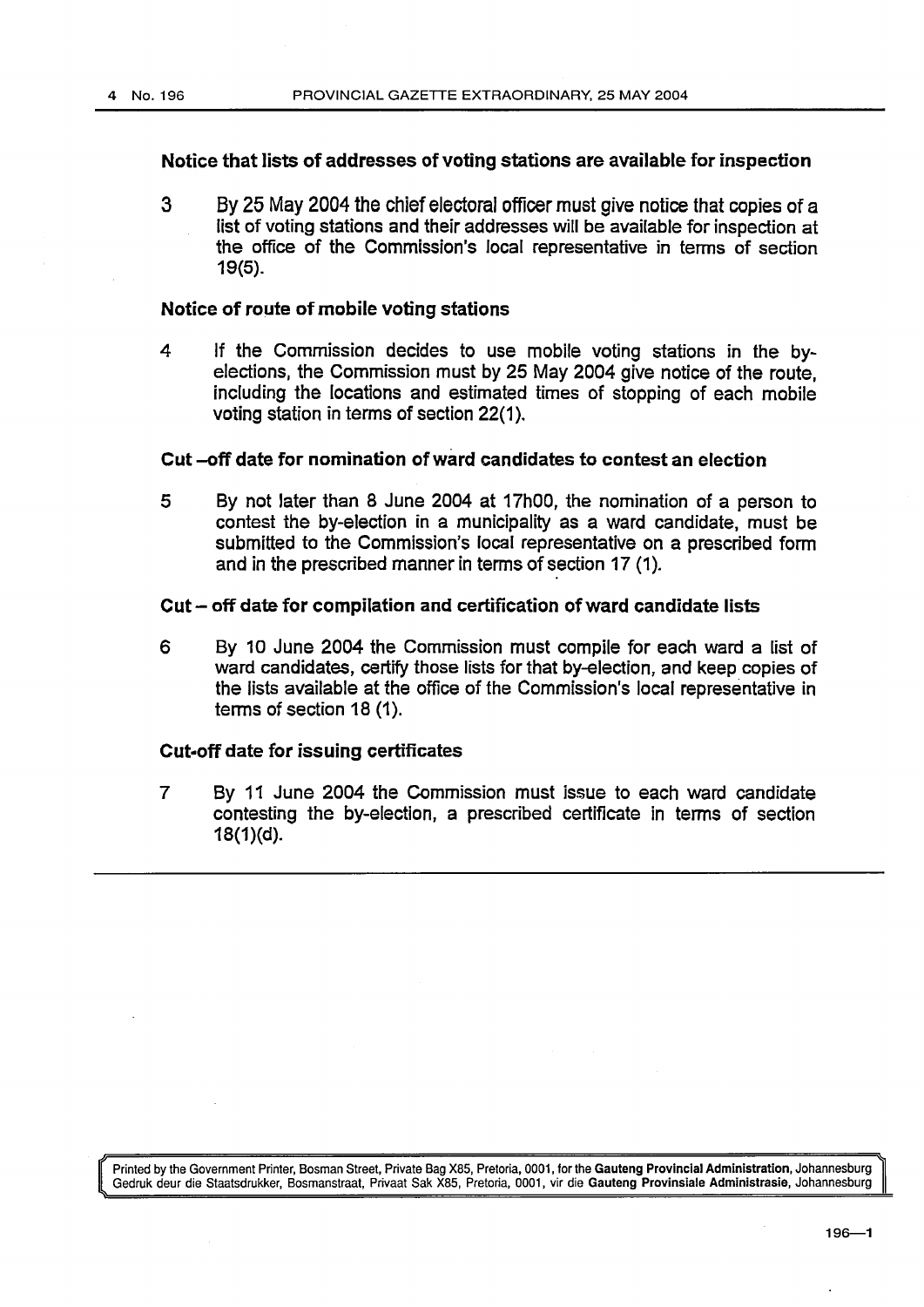### Notice that lists of addresses of voting stations are available for inspection

3 By 25 May 2004 the chief electoral officer must give notice that copies of a list of voting stations and their addresses will be available for inspection at the office of the Commission's local representative in terms of section 19(5).

### Notice of route of mobile voting stations

4 If the Commission decides to use mobile voting stations in the by-elections, the Commission must by 25 May 2004 give notice of the route, including the locations and estimated times of stopping of each mobile voting station in terms of section 22(1).

### Cut –off date for nomination of ward candidates to contest an election

5 By not later than 8 June 2004 at 17h00, the nomination of a person to contest the by-election in a municipality as a ward candidate, must be submitted to the Commission's local representative on a prescribed form and in the prescribed manner in terms of section 17 (1).

### Cut – off date for compilation and certification of ward candidate lists

6 By 10 June 2004 the Commission must compile for each ward a list of ward candidates, certify those lists for that by-election, and keep copies of the lists available at the office of the Commission's local representative in terms of section 18 (1).

### Cut-off date for issuing certificates

7 By 11 June 2004 the Commission must issue to each ward candidate contesting the by-election, a prescribed certificate in terms of section 18(1)(d).

Printed by the Government Printer, Bosman Street, Private Bag X85, Pretoria, 0001, for the **Gauteng Provincial Administration**, Johannesburg
Gedruk deur die Staatsdrukker, Bosmanstraat, Privaat Sak X85, Pretoria, 0001, vir die **Gauteng Provinsiale Administrasie**, Johannesburg